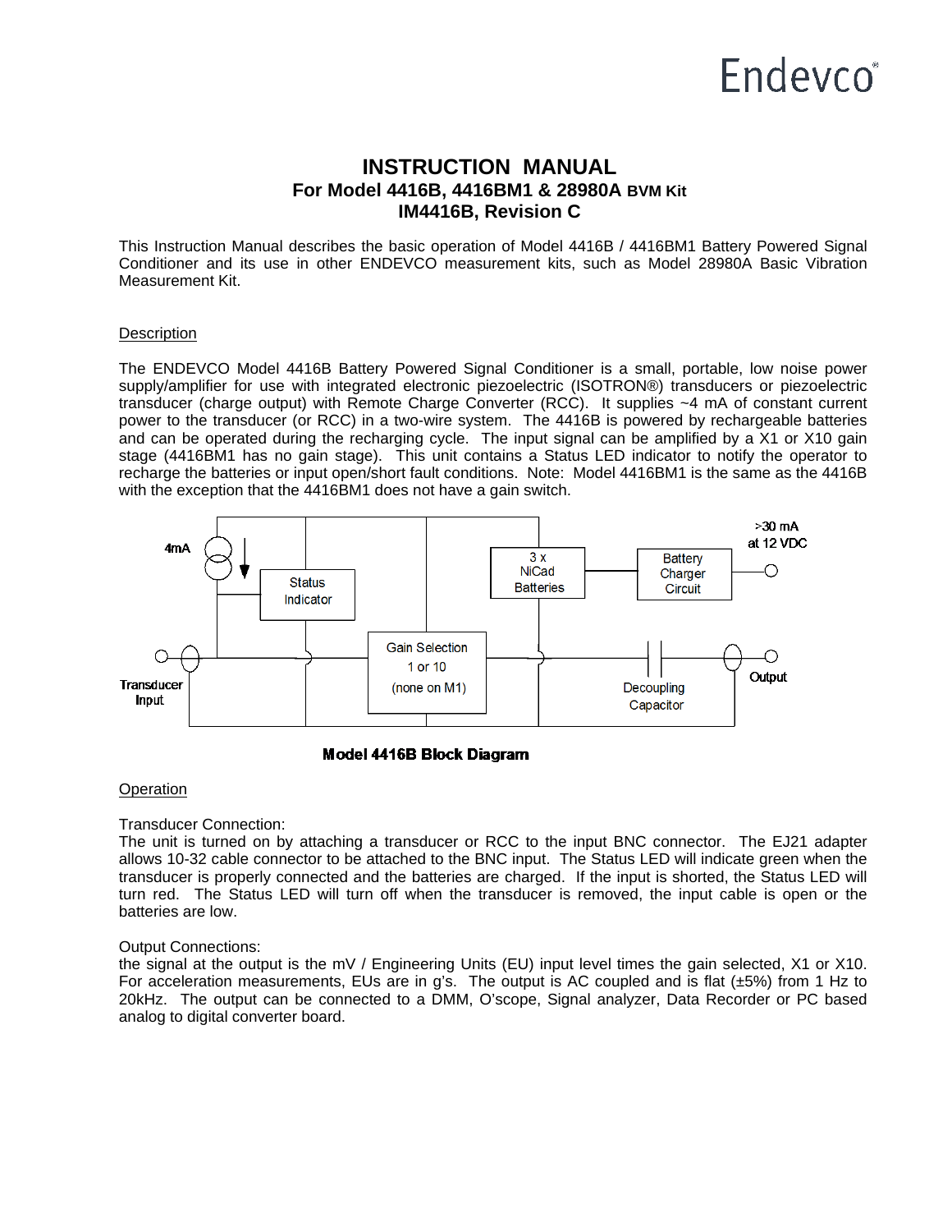# INSTRUCTION MANUAL
## For Model 4416B, 4416BM1 & 28980A BVM Kit
## IM4416B, Revision C

This Instruction Manual describes the basic operation of Model 4416B / 4416BM1 Battery Powered Signal Conditioner and its use in other ENDEVCO measurement kits, such as Model 28980A Basic Vibration Measurement Kit.

### Description

The ENDEVCO Model 4416B Battery Powered Signal Conditioner is a small, portable, low noise power supply/amplifier for use with integrated electronic piezoelectric (ISOTRON®) transducers or piezoelectric transducer (charge output) with Remote Charge Converter (RCC). It supplies ~4 mA of constant current power to the transducer (or RCC) in a two-wire system. The 4416B is powered by rechargeable batteries and can be operated during the recharging cycle. The input signal can be amplified by a X1 or X10 gain stage (4416BM1 has no gain stage). This unit contains a Status LED indicator to notify the operator to recharge the batteries or input open/short fault conditions. Note: Model 4416BM1 is the same as the 4416B with the exception that the 4416BM1 does not have a gain switch.

4mA | Status Indicator | Gain Selection 1 or 10 (none on M1) | 3 x NiCad Batteries | Battery Charger Circuit | >30 mA at 12 VDC | Transducer Input | Decoupling Capacitor | Output

**Model 4416B Block Diagram**

### Operation

Transducer Connection:
The unit is turned on by attaching a transducer or RCC to the input BNC connector. The EJ21 adapter allows 10-32 cable connector to be attached to the BNC input. The Status LED will indicate green when the transducer is properly connected and the batteries are charged. If the input is shorted, the Status LED will turn red. The Status LED will turn off when the transducer is removed, the input cable is open or the batteries are low.

Output Connections:
the signal at the output is the mV / Engineering Units (EU) input level times the gain selected, X1 or X10. For acceleration measurements, EUs are in g's. The output is AC coupled and is flat (±5%) from 1 Hz to 20kHz. The output can be connected to a DMM, O'scope, Signal analyzer, Data Recorder or PC based analog to digital converter board.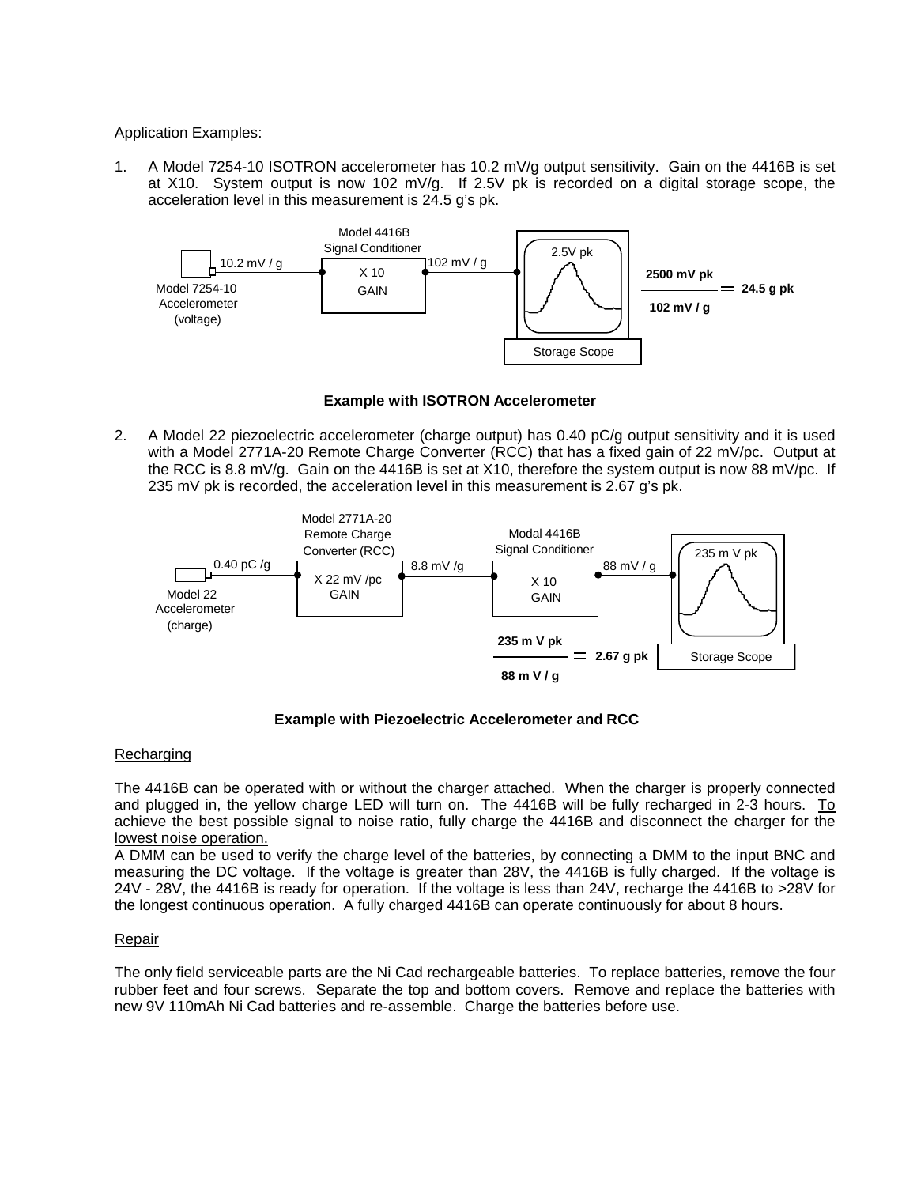Application Examples:

1. A Model 7254-10 ISOTRON accelerometer has 10.2 mV/g output sensitivity. Gain on the 4416B is set at X10. System output is now 102 mV/g. If 2.5V pk is recorded on a digital storage scope, the acceleration level in this measurement is 24.5 g's pk.

Model 4416B
Signal Conditioner
10.2 mV / g
X 10
GAIN
102 mV / g
2.5V pk
Model 7254-10
Accelerometer
(voltage)
Storage Scope

$$\frac{2500 \text{ mV pk}}{102 \text{ mV / g}} = 24.5 \text{ g pk}$$

**Example with ISOTRON Accelerometer**

2. A Model 22 piezoelectric accelerometer (charge output) has 0.40 pC/g output sensitivity and it is used with a Model 2771A-20 Remote Charge Converter (RCC) that has a fixed gain of 22 mV/pc. Output at the RCC is 8.8 mV/g. Gain on the 4416B is set at X10, therefore the system output is now 88 mV/pc. If 235 mV pk is recorded, the acceleration level in this measurement is 2.67 g's pk.

Model 2771A-20
Remote Charge
Converter (RCC)
0.40 pC /g
X 22 mV /pc
GAIN
8.8 mV /g
Modal 4416B
Signal Conditioner
X 10
GAIN
88 mV / g
235 m V pk
Model 22
Accelerometer
(charge)
Storage Scope

$$\frac{235 \text{ m V pk}}{88 \text{ m V / g}} = 2.67 \text{ g pk}$$

**Example with Piezoelectric Accelerometer and RCC**

Recharging

The 4416B can be operated with or without the charger attached. When the charger is properly connected and plugged in, the yellow charge LED will turn on. The 4416B will be fully recharged in 2-3 hours. To achieve the best possible signal to noise ratio, fully charge the 4416B and disconnect the charger for the lowest noise operation.

A DMM can be used to verify the charge level of the batteries, by connecting a DMM to the input BNC and measuring the DC voltage. If the voltage is greater than 28V, the 4416B is fully charged. If the voltage is 24V - 28V, the 4416B is ready for operation. If the voltage is less than 24V, recharge the 4416B to >28V for the longest continuous operation. A fully charged 4416B can operate continuously for about 8 hours.

Repair

The only field serviceable parts are the Ni Cad rechargeable batteries. To replace batteries, remove the four rubber feet and four screws. Separate the top and bottom covers. Remove and replace the batteries with new 9V 110mAh Ni Cad batteries and re-assemble. Charge the batteries before use.